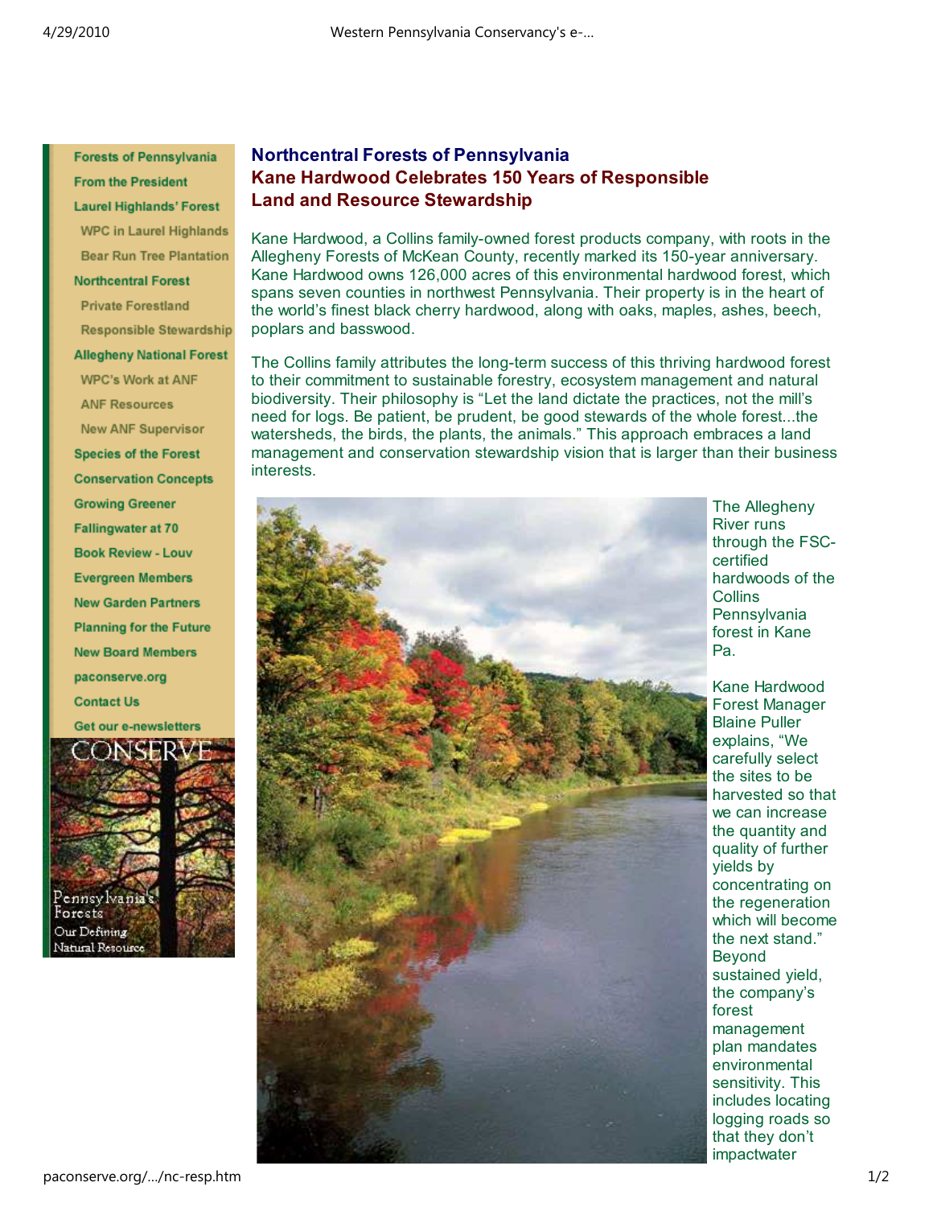- Forests of Pennsylvania
- From the President
- Laurel Highlands' Forest
  - WPC in Laurel Highlands
  - Bear Run Tree Plantation
- Northcentral Forest
  - Private Forestland
  - Responsible Stewardship
- Allegheny National Forest
  - WPC's Work at ANF
  - ANF Resources
  - New ANF Supervisor
- Species of the Forest
- Conservation Concepts
- Growing Greener
- Fallingwater at 70
- Book Review - Louv
- Evergreen Members
- New Garden Partners
- Planning for the Future
- New Board Members
- paconserve.org
- Contact Us
- Get our e-newsletters

## Northcentral Forests of Pennsylvania

## Kane Hardwood Celebrates 150 Years of Responsible Land and Resource Stewardship

Kane Hardwood, a Collins family-owned forest products company, with roots in the Allegheny Forests of McKean County, recently marked its 150-year anniversary. Kane Hardwood owns 126,000 acres of this environmental hardwood forest, which spans seven counties in northwest Pennsylvania. Their property is in the heart of the world's finest black cherry hardwood, along with oaks, maples, ashes, beech, poplars and basswood.

The Collins family attributes the long-term success of this thriving hardwood forest to their commitment to sustainable forestry, ecosystem management and natural biodiversity. Their philosophy is "Let the land dictate the practices, not the mill's need for logs. Be patient, be prudent, be good stewards of the whole forest...the watersheds, the birds, the plants, the animals." This approach embraces a land management and conservation stewardship vision that is larger than their business interests.

The Allegheny River runs through the FSC-certified hardwoods of the Collins Pennsylvania forest in Kane Pa.

Kane Hardwood Forest Manager Blaine Puller explains, "We carefully select the sites to be harvested so that we can increase the quantity and quality of further yields by concentrating on the regeneration which will become the next stand." Beyond sustained yield, the company's forest management plan mandates environmental sensitivity. This includes locating logging roads so that they don't impactwater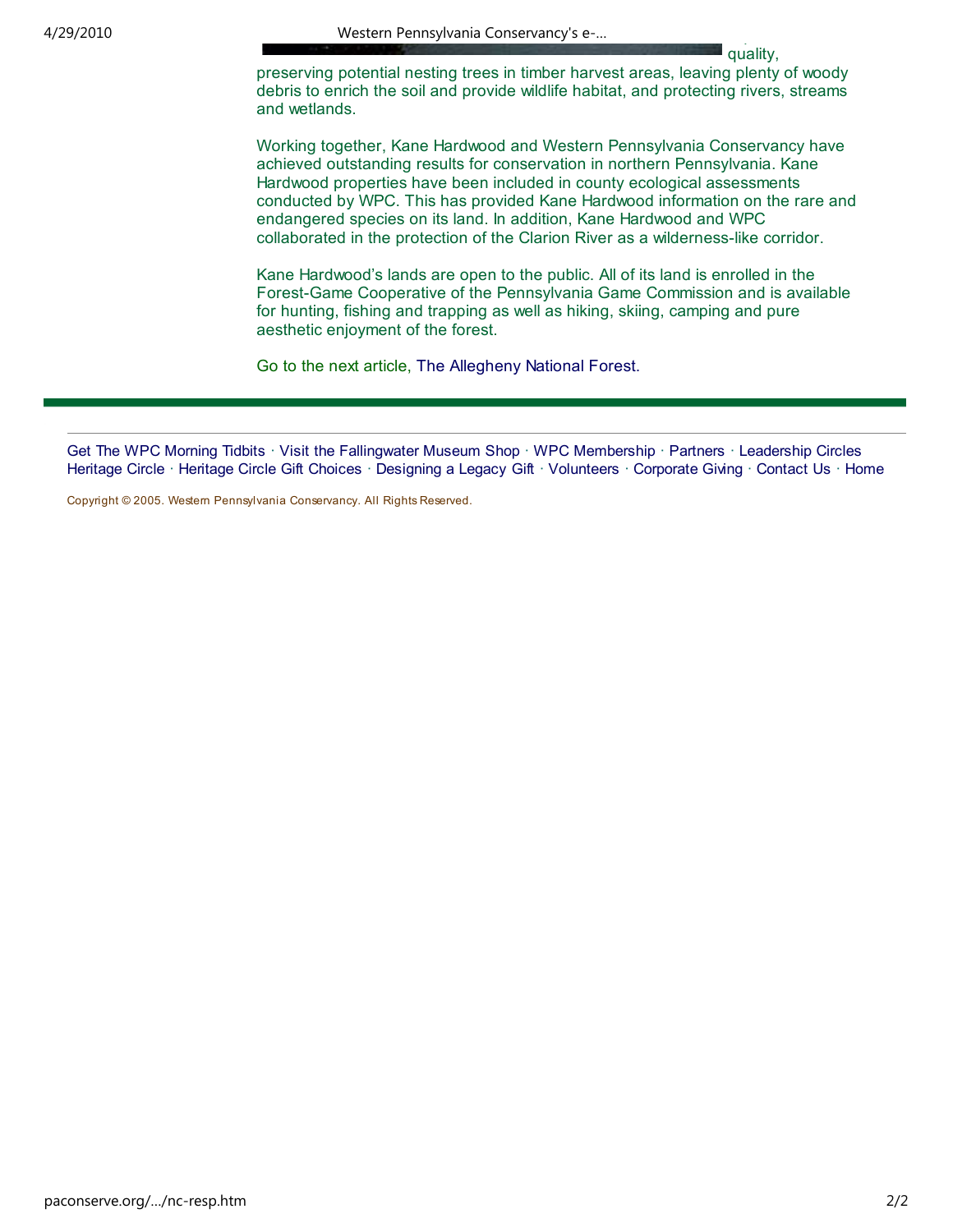quality, preserving potential nesting trees in timber harvest areas, leaving plenty of woody debris to enrich the soil and provide wildlife habitat, and protecting rivers, streams and wetlands.

Working together, Kane Hardwood and Western Pennsylvania Conservancy have achieved outstanding results for conservation in northern Pennsylvania. Kane Hardwood properties have been included in county ecological assessments conducted by WPC. This has provided Kane Hardwood information on the rare and endangered species on its land. In addition, Kane Hardwood and WPC collaborated in the protection of the Clarion River as a wilderness-like corridor.

Kane Hardwood's lands are open to the public. All of its land is enrolled in the Forest-Game Cooperative of the Pennsylvania Game Commission and is available for hunting, fishing and trapping as well as hiking, skiing, camping and pure aesthetic enjoyment of the forest.

Go to the next article, The Allegheny National Forest.

---

Get The WPC Morning Tidbits · Visit the Fallingwater Museum Shop · WPC Membership · Partners · Leadership Circles
Heritage Circle · Heritage Circle Gift Choices · Designing a Legacy Gift · Volunteers · Corporate Giving · Contact Us · Home

Copyright © 2005. Western Pennsylvania Conservancy. All Rights Reserved.